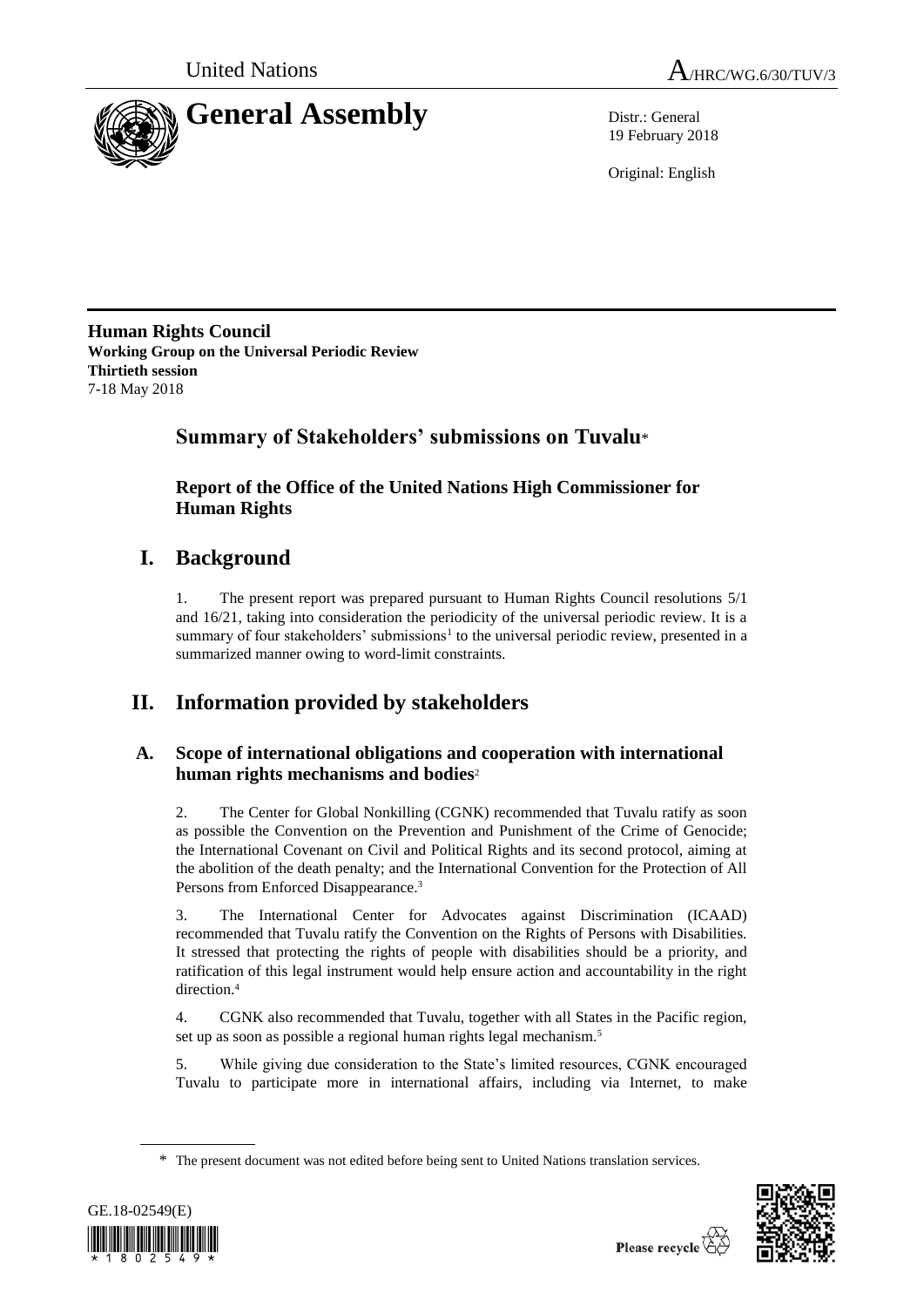United Nations

A/HRC/WG.6/30/TUV/3

# General Assembly

Distr.: General
19 February 2018

Original: English

**Human Rights Council**
**Working Group on the Universal Periodic Review**
**Thirtieth session**
7-18 May 2018

## Summary of Stakeholders' submissions on Tuvalu*

### Report of the Office of the United Nations High Commissioner for Human Rights

## I. Background

1. The present report was prepared pursuant to Human Rights Council resolutions 5/1 and 16/21, taking into consideration the periodicity of the universal periodic review. It is a summary of four stakeholders' submissions[1] to the universal periodic review, presented in a summarized manner owing to word-limit constraints.

## II. Information provided by stakeholders

### A. Scope of international obligations and cooperation with international human rights mechanisms and bodies[2]

2. The Center for Global Nonkilling (CGNK) recommended that Tuvalu ratify as soon as possible the Convention on the Prevention and Punishment of the Crime of Genocide; the International Covenant on Civil and Political Rights and its second protocol, aiming at the abolition of the death penalty; and the International Convention for the Protection of All Persons from Enforced Disappearance.[3]

3. The International Center for Advocates against Discrimination (ICAAD) recommended that Tuvalu ratify the Convention on the Rights of Persons with Disabilities. It stressed that protecting the rights of people with disabilities should be a priority, and ratification of this legal instrument would help ensure action and accountability in the right direction.[4]

4. CGNK also recommended that Tuvalu, together with all States in the Pacific region, set up as soon as possible a regional human rights legal mechanism.[5]

5. While giving due consideration to the State's limited resources, CGNK encouraged Tuvalu to participate more in international affairs, including via Internet, to make

\* The present document was not edited before being sent to United Nations translation services.

GE.18-02549(E)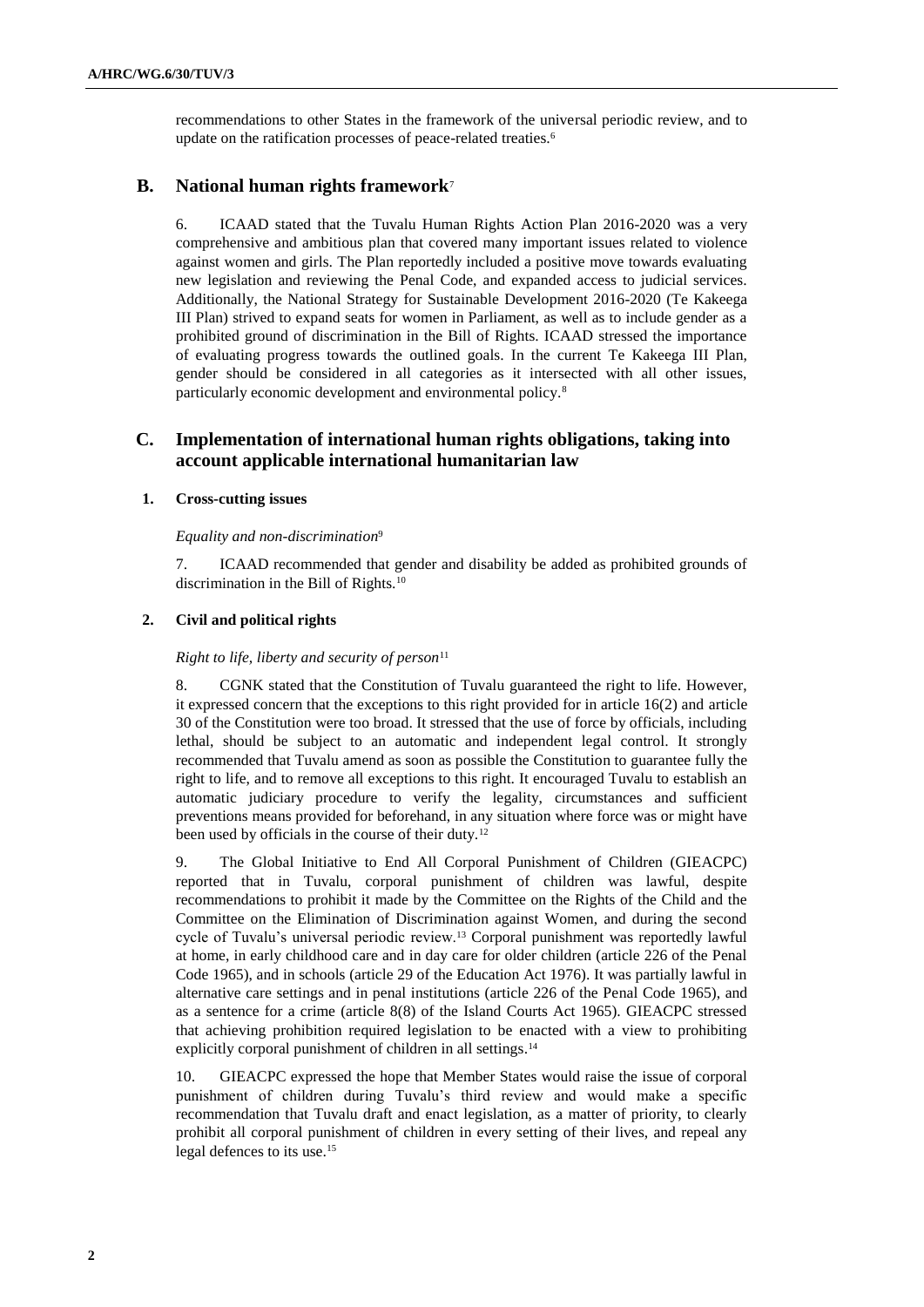recommendations to other States in the framework of the universal periodic review, and to update on the ratification processes of peace-related treaties.[6]

## B. National human rights framework[7]

6. ICAAD stated that the Tuvalu Human Rights Action Plan 2016-2020 was a very comprehensive and ambitious plan that covered many important issues related to violence against women and girls. The Plan reportedly included a positive move towards evaluating new legislation and reviewing the Penal Code, and expanded access to judicial services. Additionally, the National Strategy for Sustainable Development 2016-2020 (Te Kakeega III Plan) strived to expand seats for women in Parliament, as well as to include gender as a prohibited ground of discrimination in the Bill of Rights. ICAAD stressed the importance of evaluating progress towards the outlined goals. In the current Te Kakeega III Plan, gender should be considered in all categories as it intersected with all other issues, particularly economic development and environmental policy.[8]

## C. Implementation of international human rights obligations, taking into account applicable international humanitarian law

### 1. Cross-cutting issues

*Equality and non-discrimination*[9]

7. ICAAD recommended that gender and disability be added as prohibited grounds of discrimination in the Bill of Rights.[10]

### 2. Civil and political rights

*Right to life, liberty and security of person*[11]

8. CGNK stated that the Constitution of Tuvalu guaranteed the right to life. However, it expressed concern that the exceptions to this right provided for in article 16(2) and article 30 of the Constitution were too broad. It stressed that the use of force by officials, including lethal, should be subject to an automatic and independent legal control. It strongly recommended that Tuvalu amend as soon as possible the Constitution to guarantee fully the right to life, and to remove all exceptions to this right. It encouraged Tuvalu to establish an automatic judiciary procedure to verify the legality, circumstances and sufficient preventions means provided for beforehand, in any situation where force was or might have been used by officials in the course of their duty.[12]

9. The Global Initiative to End All Corporal Punishment of Children (GIEACPC) reported that in Tuvalu, corporal punishment of children was lawful, despite recommendations to prohibit it made by the Committee on the Rights of the Child and the Committee on the Elimination of Discrimination against Women, and during the second cycle of Tuvalu's universal periodic review.[13] Corporal punishment was reportedly lawful at home, in early childhood care and in day care for older children (article 226 of the Penal Code 1965), and in schools (article 29 of the Education Act 1976). It was partially lawful in alternative care settings and in penal institutions (article 226 of the Penal Code 1965), and as a sentence for a crime (article 8(8) of the Island Courts Act 1965). GIEACPC stressed that achieving prohibition required legislation to be enacted with a view to prohibiting explicitly corporal punishment of children in all settings.[14]

10. GIEACPC expressed the hope that Member States would raise the issue of corporal punishment of children during Tuvalu's third review and would make a specific recommendation that Tuvalu draft and enact legislation, as a matter of priority, to clearly prohibit all corporal punishment of children in every setting of their lives, and repeal any legal defences to its use.[15]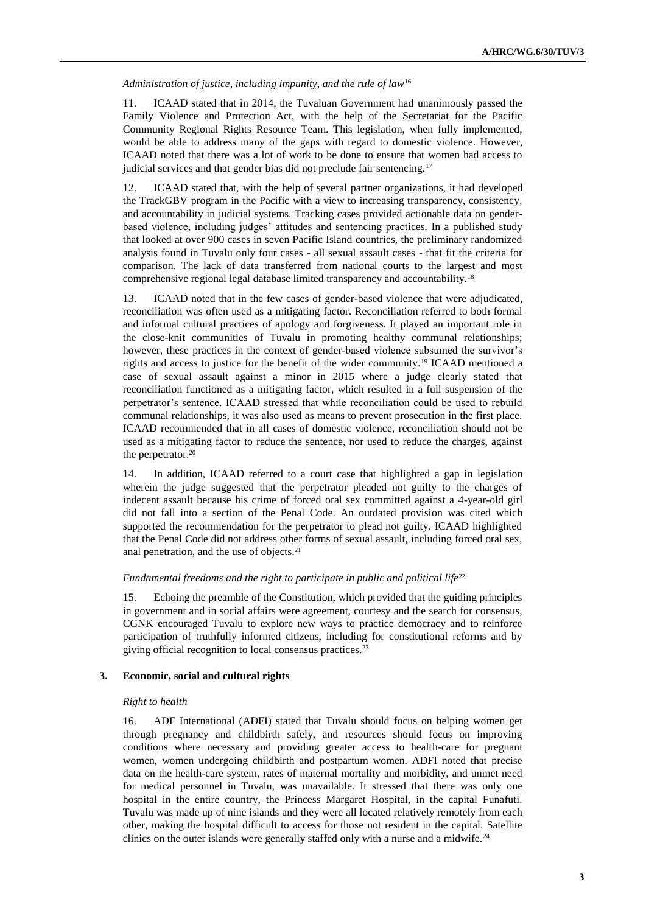*Administration of justice, including impunity, and the rule of law*[16]

11. ICAAD stated that in 2014, the Tuvaluan Government had unanimously passed the Family Violence and Protection Act, with the help of the Secretariat for the Pacific Community Regional Rights Resource Team. This legislation, when fully implemented, would be able to address many of the gaps with regard to domestic violence. However, ICAAD noted that there was a lot of work to be done to ensure that women had access to judicial services and that gender bias did not preclude fair sentencing.[17]

12. ICAAD stated that, with the help of several partner organizations, it had developed the TrackGBV program in the Pacific with a view to increasing transparency, consistency, and accountability in judicial systems. Tracking cases provided actionable data on gender-based violence, including judges' attitudes and sentencing practices. In a published study that looked at over 900 cases in seven Pacific Island countries, the preliminary randomized analysis found in Tuvalu only four cases - all sexual assault cases - that fit the criteria for comparison. The lack of data transferred from national courts to the largest and most comprehensive regional legal database limited transparency and accountability.[18]

13. ICAAD noted that in the few cases of gender-based violence that were adjudicated, reconciliation was often used as a mitigating factor. Reconciliation referred to both formal and informal cultural practices of apology and forgiveness. It played an important role in the close-knit communities of Tuvalu in promoting healthy communal relationships; however, these practices in the context of gender-based violence subsumed the survivor's rights and access to justice for the benefit of the wider community.[19] ICAAD mentioned a case of sexual assault against a minor in 2015 where a judge clearly stated that reconciliation functioned as a mitigating factor, which resulted in a full suspension of the perpetrator's sentence. ICAAD stressed that while reconciliation could be used to rebuild communal relationships, it was also used as means to prevent prosecution in the first place. ICAAD recommended that in all cases of domestic violence, reconciliation should not be used as a mitigating factor to reduce the sentence, nor used to reduce the charges, against the perpetrator.[20]

14. In addition, ICAAD referred to a court case that highlighted a gap in legislation wherein the judge suggested that the perpetrator pleaded not guilty to the charges of indecent assault because his crime of forced oral sex committed against a 4-year-old girl did not fall into a section of the Penal Code. An outdated provision was cited which supported the recommendation for the perpetrator to plead not guilty. ICAAD highlighted that the Penal Code did not address other forms of sexual assault, including forced oral sex, anal penetration, and the use of objects.[21]

*Fundamental freedoms and the right to participate in public and political life*[22]

15. Echoing the preamble of the Constitution, which provided that the guiding principles in government and in social affairs were agreement, courtesy and the search for consensus, CGNK encouraged Tuvalu to explore new ways to practice democracy and to reinforce participation of truthfully informed citizens, including for constitutional reforms and by giving official recognition to local consensus practices.[23]

### 3. Economic, social and cultural rights

*Right to health*

16. ADF International (ADFI) stated that Tuvalu should focus on helping women get through pregnancy and childbirth safely, and resources should focus on improving conditions where necessary and providing greater access to health-care for pregnant women, women undergoing childbirth and postpartum women. ADFI noted that precise data on the health-care system, rates of maternal mortality and morbidity, and unmet need for medical personnel in Tuvalu, was unavailable. It stressed that there was only one hospital in the entire country, the Princess Margaret Hospital, in the capital Funafuti. Tuvalu was made up of nine islands and they were all located relatively remotely from each other, making the hospital difficult to access for those not resident in the capital. Satellite clinics on the outer islands were generally staffed only with a nurse and a midwife.[24]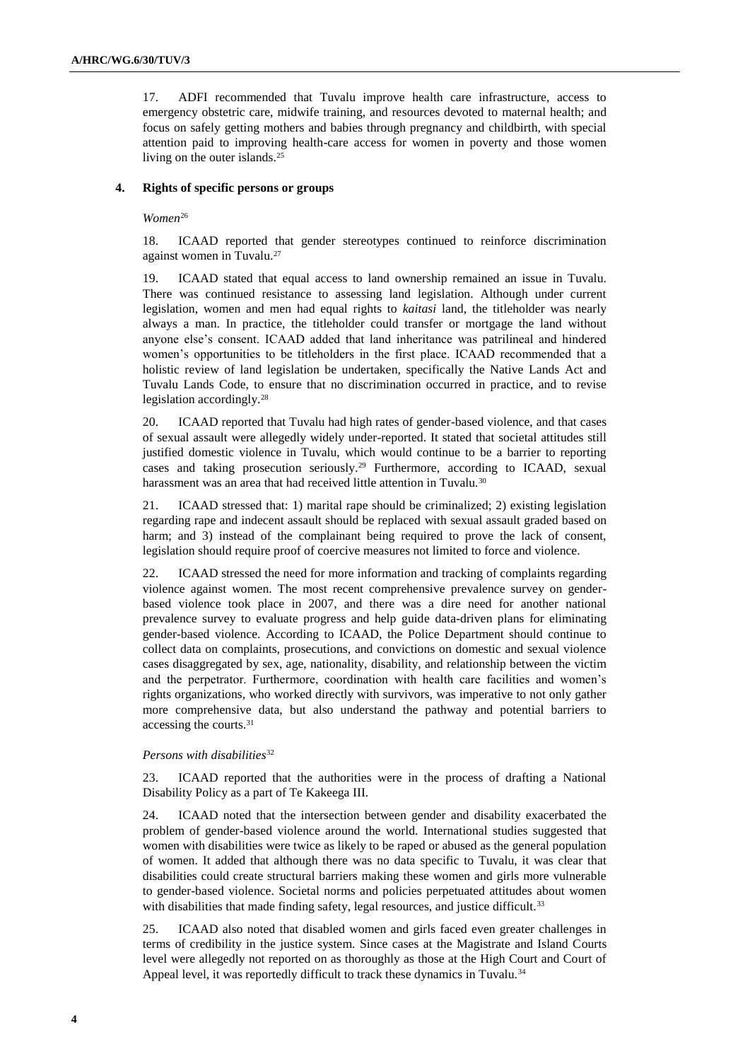17. ADFI recommended that Tuvalu improve health care infrastructure, access to emergency obstetric care, midwife training, and resources devoted to maternal health; and focus on safely getting mothers and babies through pregnancy and childbirth, with special attention paid to improving health-care access for women in poverty and those women living on the outer islands.[25]

### 4. Rights of specific persons or groups

*Women*[26]

18. ICAAD reported that gender stereotypes continued to reinforce discrimination against women in Tuvalu.[27]

19. ICAAD stated that equal access to land ownership remained an issue in Tuvalu. There was continued resistance to assessing land legislation. Although under current legislation, women and men had equal rights to *kaitasi* land, the titleholder was nearly always a man. In practice, the titleholder could transfer or mortgage the land without anyone else's consent. ICAAD added that land inheritance was patrilineal and hindered women's opportunities to be titleholders in the first place. ICAAD recommended that a holistic review of land legislation be undertaken, specifically the Native Lands Act and Tuvalu Lands Code, to ensure that no discrimination occurred in practice, and to revise legislation accordingly.[28]

20. ICAAD reported that Tuvalu had high rates of gender-based violence, and that cases of sexual assault were allegedly widely under-reported. It stated that societal attitudes still justified domestic violence in Tuvalu, which would continue to be a barrier to reporting cases and taking prosecution seriously.[29] Furthermore, according to ICAAD, sexual harassment was an area that had received little attention in Tuvalu.[30]

21. ICAAD stressed that: 1) marital rape should be criminalized; 2) existing legislation regarding rape and indecent assault should be replaced with sexual assault graded based on harm; and 3) instead of the complainant being required to prove the lack of consent, legislation should require proof of coercive measures not limited to force and violence.

22. ICAAD stressed the need for more information and tracking of complaints regarding violence against women. The most recent comprehensive prevalence survey on gender-based violence took place in 2007, and there was a dire need for another national prevalence survey to evaluate progress and help guide data-driven plans for eliminating gender-based violence. According to ICAAD, the Police Department should continue to collect data on complaints, prosecutions, and convictions on domestic and sexual violence cases disaggregated by sex, age, nationality, disability, and relationship between the victim and the perpetrator. Furthermore, coordination with health care facilities and women's rights organizations, who worked directly with survivors, was imperative to not only gather more comprehensive data, but also understand the pathway and potential barriers to accessing the courts.[31]

*Persons with disabilities*[32]

23. ICAAD reported that the authorities were in the process of drafting a National Disability Policy as a part of Te Kakeega III.

24. ICAAD noted that the intersection between gender and disability exacerbated the problem of gender-based violence around the world. International studies suggested that women with disabilities were twice as likely to be raped or abused as the general population of women. It added that although there was no data specific to Tuvalu, it was clear that disabilities could create structural barriers making these women and girls more vulnerable to gender-based violence. Societal norms and policies perpetuated attitudes about women with disabilities that made finding safety, legal resources, and justice difficult.[33]

25. ICAAD also noted that disabled women and girls faced even greater challenges in terms of credibility in the justice system. Since cases at the Magistrate and Island Courts level were allegedly not reported on as thoroughly as those at the High Court and Court of Appeal level, it was reportedly difficult to track these dynamics in Tuvalu.[34]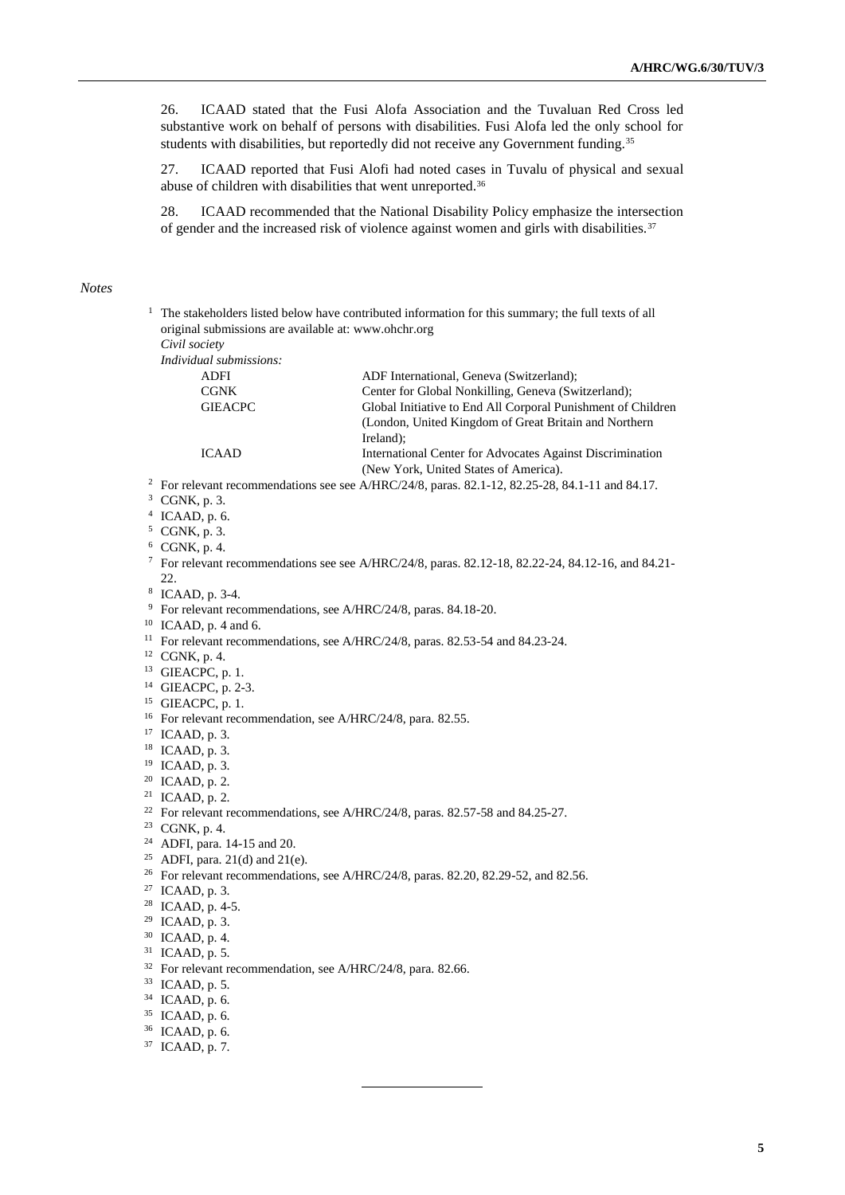26. ICAAD stated that the Fusi Alofa Association and the Tuvaluan Red Cross led substantive work on behalf of persons with disabilities. Fusi Alofa led the only school for students with disabilities, but reportedly did not receive any Government funding.[35]

27. ICAAD reported that Fusi Alofi had noted cases in Tuvalu of physical and sexual abuse of children with disabilities that went unreported.[36]

28. ICAAD recommended that the National Disability Policy emphasize the intersection of gender and the increased risk of violence against women and girls with disabilities.[37]

*Notes*

[1] The stakeholders listed below have contributed information for this summary; the full texts of all original submissions are available at: www.ohchr.org

*Civil society*

*Individual submissions:*

| | |
|---|---|
| ADFI | ADF International, Geneva (Switzerland); |
| CGNK | Center for Global Nonkilling, Geneva (Switzerland); |
| GIEACPC | Global Initiative to End All Corporal Punishment of Children (London, United Kingdom of Great Britain and Northern Ireland); |
| ICAAD | International Center for Advocates Against Discrimination (New York, United States of America). |

[2] For relevant recommendations see see A/HRC/24/8, paras. 82.1-12, 82.25-28, 84.1-11 and 84.17.

[3] CGNK, p. 3.

[4] ICAAD, p. 6.

[5] CGNK, p. 3.

[6] CGNK, p. 4.

[7] For relevant recommendations see see A/HRC/24/8, paras. 82.12-18, 82.22-24, 84.12-16, and 84.21-22.

[8] ICAAD, p. 3-4.

[9] For relevant recommendations, see A/HRC/24/8, paras. 84.18-20.

[10] ICAAD, p. 4 and 6.

[11] For relevant recommendations, see A/HRC/24/8, paras. 82.53-54 and 84.23-24.

[12] CGNK, p. 4.

[13] GIEACPC, p. 1.

[14] GIEACPC, p. 2-3.

[15] GIEACPC, p. 1.

[16] For relevant recommendation, see A/HRC/24/8, para. 82.55.

[17] ICAAD, p. 3.

[18] ICAAD, p. 3.

[19] ICAAD, p. 3.

[20] ICAAD, p. 2.

[21] ICAAD, p. 2.

[22] For relevant recommendations, see A/HRC/24/8, paras. 82.57-58 and 84.25-27.

[23] CGNK, p. 4.

[24] ADFI, para. 14-15 and 20.

[25] ADFI, para. 21(d) and 21(e).

[26] For relevant recommendations, see A/HRC/24/8, paras. 82.20, 82.29-52, and 82.56.

[27] ICAAD, p. 3.

[28] ICAAD, p. 4-5.

[29] ICAAD, p. 3.

[30] ICAAD, p. 4.

[31] ICAAD, p. 5.

[32] For relevant recommendation, see A/HRC/24/8, para. 82.66.

[33] ICAAD, p. 5.

[34] ICAAD, p. 6.

[35] ICAAD, p. 6.

[36] ICAAD, p. 6.

[37] ICAAD, p. 7.